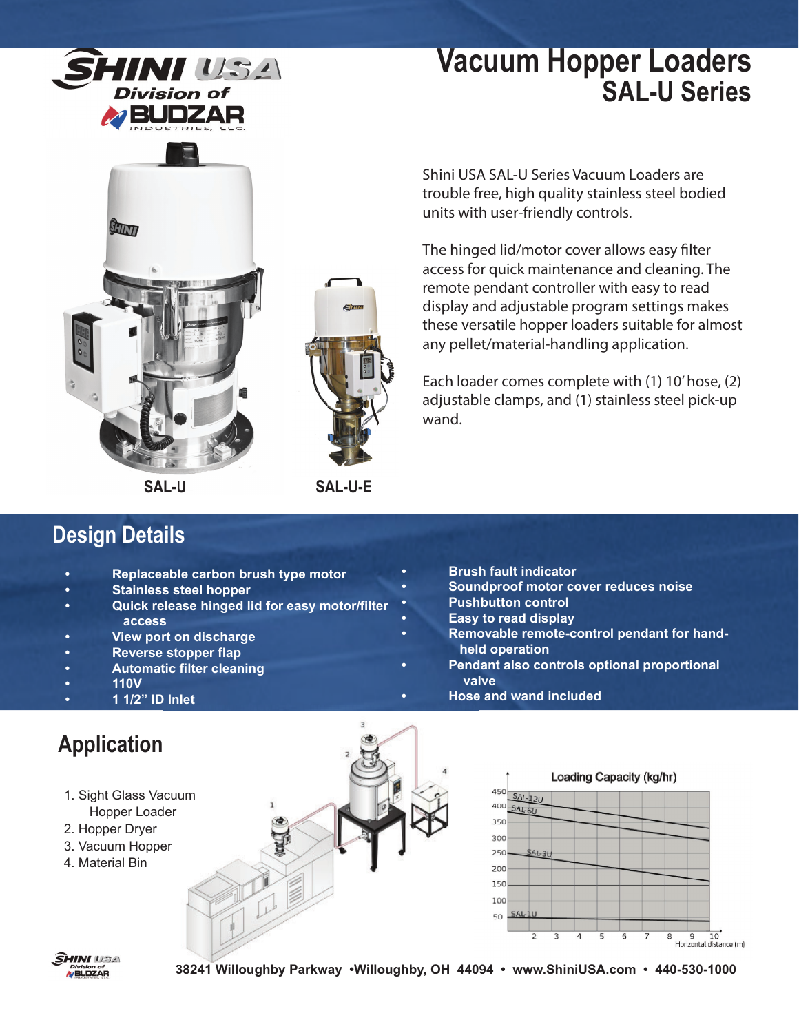# Vacuum Hopper Loaders
## SAL-U Series

SAL-U

SAL-U-E

Shini USA SAL-U Series Vacuum Loaders are trouble free, high quality stainless steel bodied units with user-friendly controls.

The hinged lid/motor cover allows easy filter access for quick maintenance and cleaning. The remote pendant controller with easy to read display and adjustable program settings makes these versatile hopper loaders suitable for almost any pellet/material-handling application.

Each loader comes complete with (1) 10' hose, (2) adjustable clamps, and (1) stainless steel pick-up wand.

## Design Details

- **Replaceable carbon brush type motor**
- **Stainless steel hopper**
- **Quick release hinged lid for easy motor/filter access**
- **View port on discharge**
- **Reverse stopper flap**
- **Automatic filter cleaning**
- **110V**
- **1 1/2" ID Inlet**
- **Brush fault indicator**
- **Soundproof motor cover reduces noise**
- **Pushbutton control**
- **Easy to read display**
- **Removable remote-control pendant for hand-held operation**
- **Pendant also controls optional proportional valve**
- **Hose and wand included**

## Application

1. Sight Glass Vacuum Hopper Loader
2. Hopper Dryer
3. Vacuum Hopper
4. Material Bin

**Loading Capacity (kg/hr)**

SAL-12U, SAL-6U, SAL-3U, SAL-1U

Horizontal distance (m)

**38241 Willoughby Parkway •Willoughby, OH 44094 • www.ShiniUSA.com • 440-530-1000**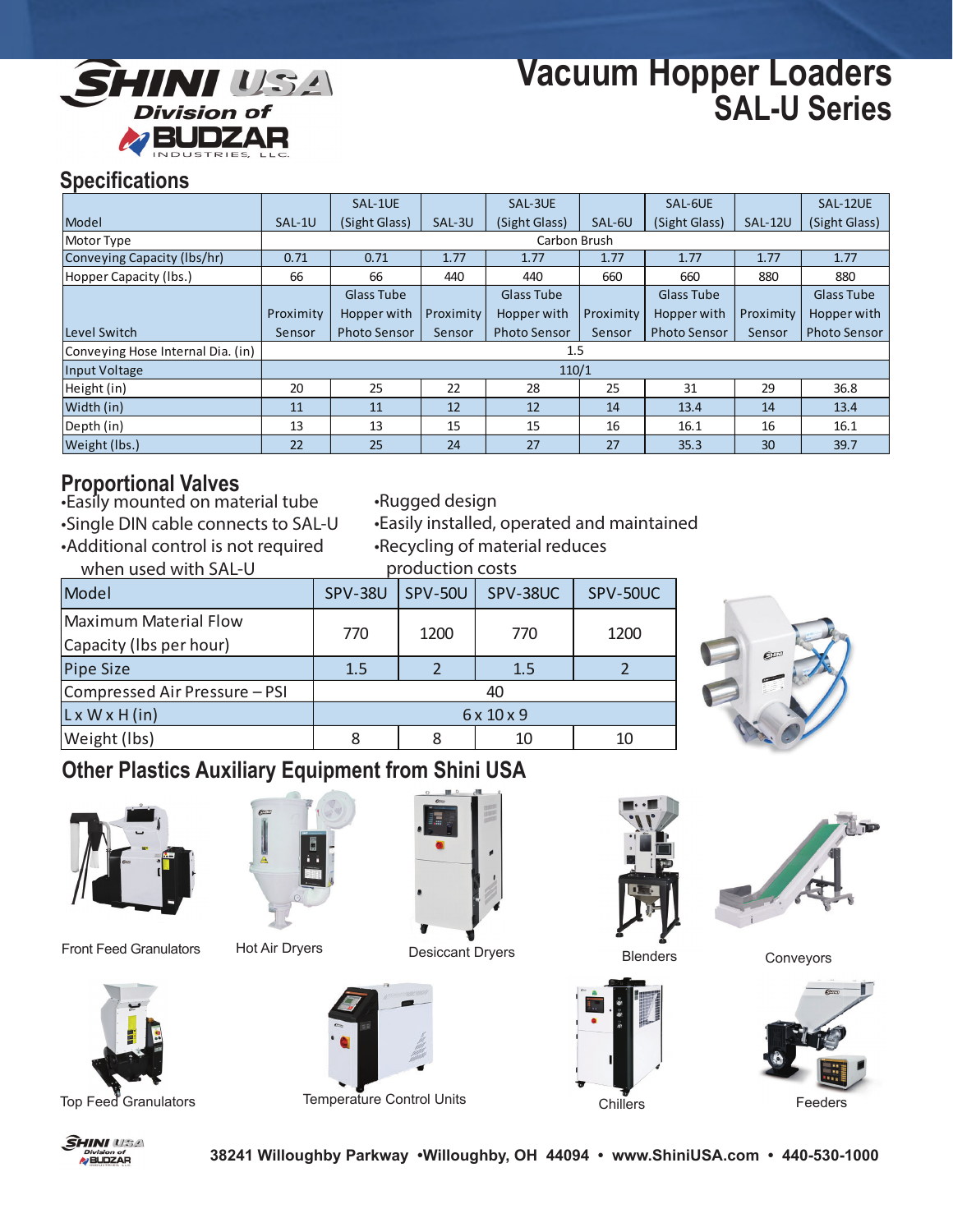# Vacuum Hopper Loaders
## SAL-U Series

## Specifications

| Model | SAL-1U | SAL-1UE (Sight Glass) | SAL-3U | SAL-3UE (Sight Glass) | SAL-6U | SAL-6UE (Sight Glass) | SAL-12U | SAL-12UE (Sight Glass) |
|---|---|---|---|---|---|---|---|---|
| Motor Type | Carbon Brush | | | | | | | |
| Conveying Capacity (lbs/hr) | 0.71 | 0.71 | 1.77 | 1.77 | 1.77 | 1.77 | 1.77 | 1.77 |
| Hopper Capacity (lbs.) | 66 | 66 | 440 | 440 | 660 | 660 | 880 | 880 |
| Level Switch | Proximity Sensor | Glass Tube Hopper with Photo Sensor | Proximity Sensor | Glass Tube Hopper with Photo Sensor | Proximity Sensor | Glass Tube Hopper with Photo Sensor | Proximity Sensor | Glass Tube Hopper with Photo Sensor |
| Conveying Hose Internal Dia. (in) | 1.5 | | | | | | | |
| Input Voltage | 110/1 | | | | | | | |
| Height (in) | 20 | 25 | 22 | 28 | 25 | 31 | 29 | 36.8 |
| Width (in) | 11 | 11 | 12 | 12 | 14 | 13.4 | 14 | 13.4 |
| Depth (in) | 13 | 13 | 15 | 15 | 16 | 16.1 | 16 | 16.1 |
| Weight (lbs.) | 22 | 25 | 24 | 27 | 27 | 35.3 | 30 | 39.7 |

## Proportional Valves

- Easily mounted on material tube
- Single DIN cable connects to SAL-U
- Additional control is not required when used with SAL-U
- Rugged design
- Easily installed, operated and maintained
- Recycling of material reduces production costs

| Model | SPV-38U | SPV-50U | SPV-38UC | SPV-50UC |
|---|---|---|---|---|
| Maximum Material Flow Capacity (lbs per hour) | 770 | 1200 | 770 | 1200 |
| Pipe Size | 1.5 | 2 | 1.5 | 2 |
| Compressed Air Pressure – PSI | 40 | | | |
| L x W x H (in) | 6 x 10 x 9 | | | |
| Weight (lbs) | 8 | 8 | 10 | 10 |

## Other Plastics Auxiliary Equipment from Shini USA

Front Feed Granulators

Hot Air Dryers

Desiccant Dryers

Blenders

Conveyors

Top Feed Granulators

Temperature Control Units

Chillers

Feeders

**38241 Willoughby Parkway •Willoughby, OH 44094 • www.ShiniUSA.com • 440-530-1000**